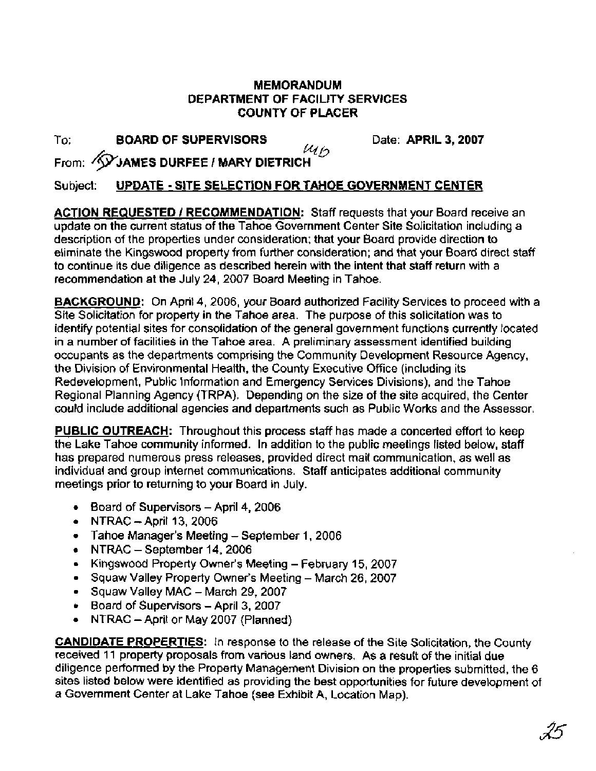**MEMORANDUM**
**DEPARTMENT OF FACILITY SERVICES**
**COUNTY OF PLACER**

To: **BOARD OF SUPERVISORS** Date: **APRIL 3, 2007**

From: **JAMES DURFEE / MARY DIETRICH**

Subject: **UPDATE - SITE SELECTION FOR TAHOE GOVERNMENT CENTER**

**ACTION REQUESTED / RECOMMENDATION:** Staff requests that your Board receive an update on the current status of the Tahoe Government Center Site Solicitation including a description of the properties under consideration; that your Board provide direction to eliminate the Kingswood property from further consideration; and that your Board direct staff to continue its due diligence as described herein with the intent that staff return with a recommendation at the July 24, 2007 Board Meeting in Tahoe.

**BACKGROUND:** On April 4, 2006, your Board authorized Facility Services to proceed with a Site Solicitation for property in the Tahoe area. The purpose of this solicitation was to identify potential sites for consolidation of the general government functions currently located in a number of facilities in the Tahoe area. A preliminary assessment identified building occupants as the departments comprising the Community Development Resource Agency, the Division of Environmental Health, the County Executive Office (including its Redevelopment, Public Information and Emergency Services Divisions), and the Tahoe Regional Planning Agency (TRPA). Depending on the size of the site acquired, the Center could include additional agencies and departments such as Public Works and the Assessor.

**PUBLIC OUTREACH:** Throughout this process staff has made a concerted effort to keep the Lake Tahoe community informed. In addition to the public meetings listed below, staff has prepared numerous press releases, provided direct mail communication, as well as individual and group internet communications. Staff anticipates additional community meetings prior to returning to your Board in July.

- Board of Supervisors – April 4, 2006
- NTRAC – April 13, 2006
- Tahoe Manager's Meeting – September 1, 2006
- NTRAC – September 14, 2006
- Kingswood Property Owner's Meeting – February 15, 2007
- Squaw Valley Property Owner's Meeting – March 26, 2007
- Squaw Valley MAC – March 29, 2007
- Board of Supervisors – April 3, 2007
- NTRAC – April or May 2007 (Planned)

**CANDIDATE PROPERTIES:** In response to the release of the Site Solicitation, the County received 11 property proposals from various land owners. As a result of the initial due diligence performed by the Property Management Division on the properties submitted, the 6 sites listed below were identified as providing the best opportunities for future development of a Government Center at Lake Tahoe (see Exhibit A, Location Map).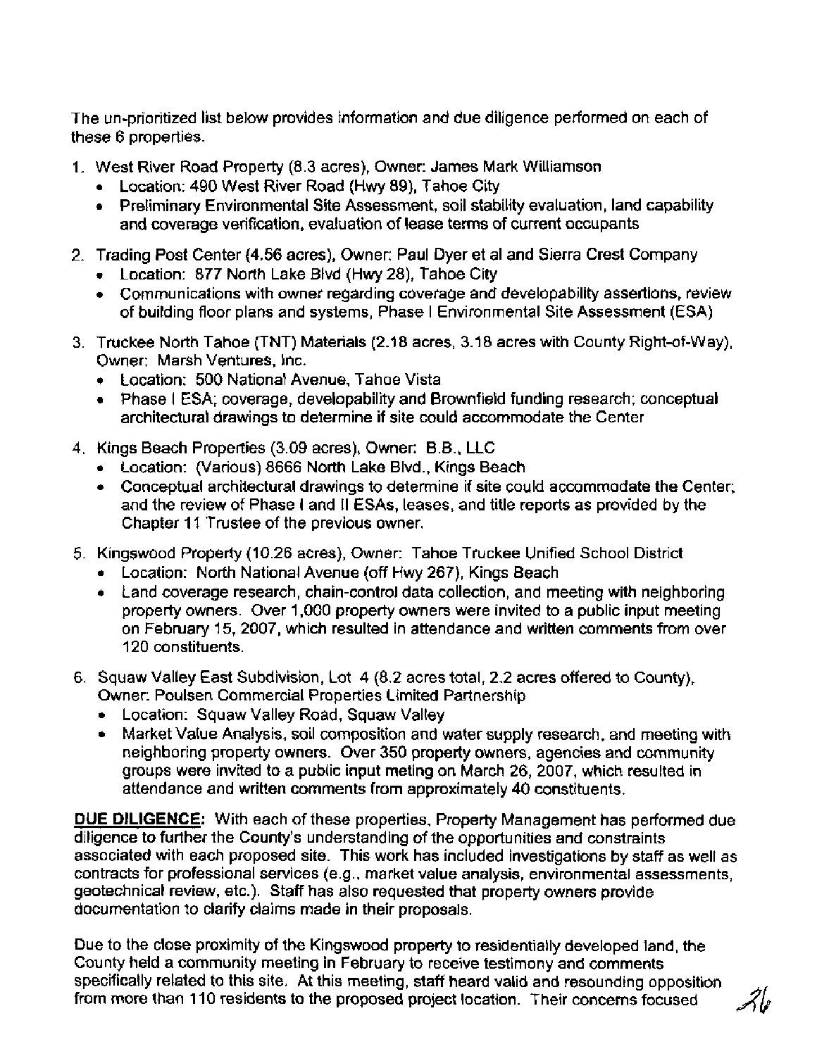The un-prioritized list below provides information and due diligence performed on each of these 6 properties.

1. West River Road Property (8.3 acres), Owner: James Mark Williamson
   - Location: 490 West River Road (Hwy 89), Tahoe City
   - Preliminary Environmental Site Assessment, soil stability evaluation, land capability and coverage verification, evaluation of lease terms of current occupants
2. Trading Post Center (4.56 acres), Owner: Paul Dyer et al and Sierra Crest Company
   - Location: 877 North Lake Blvd (Hwy 28), Tahoe City
   - Communications with owner regarding coverage and developability assertions, review of building floor plans and systems, Phase I Environmental Site Assessment (ESA)
3. Truckee North Tahoe (TNT) Materials (2.18 acres, 3.18 acres with County Right-of-Way), Owner: Marsh Ventures, Inc.
   - Location: 500 National Avenue, Tahoe Vista
   - Phase I ESA; coverage, developability and Brownfield funding research; conceptual architectural drawings to determine if site could accommodate the Center
4. Kings Beach Properties (3.09 acres), Owner: B.B., LLC
   - Location: (Various) 8666 North Lake Blvd., Kings Beach
   - Conceptual architectural drawings to determine if site could accommodate the Center; and the review of Phase I and II ESAs, leases, and title reports as provided by the Chapter 11 Trustee of the previous owner.
5. Kingswood Property (10.26 acres), Owner: Tahoe Truckee Unified School District
   - Location: North National Avenue (off Hwy 267), Kings Beach
   - Land coverage research, chain-control data collection, and meeting with neighboring property owners. Over 1,000 property owners were invited to a public input meeting on February 15, 2007, which resulted in attendance and written comments from over 120 constituents.
6. Squaw Valley East Subdivision, Lot 4 (8.2 acres total, 2.2 acres offered to County), Owner: Poulsen Commercial Properties Limited Partnership
   - Location: Squaw Valley Road, Squaw Valley
   - Market Value Analysis, soil composition and water supply research, and meeting with neighboring property owners. Over 350 property owners, agencies and community groups were invited to a public input meting on March 26, 2007, which resulted in attendance and written comments from approximately 40 constituents.

**DUE DILIGENCE:** With each of these properties, Property Management has performed due diligence to further the County's understanding of the opportunities and constraints associated with each proposed site. This work has included investigations by staff as well as contracts for professional services (e.g., market value analysis, environmental assessments, geotechnical review, etc.). Staff has also requested that property owners provide documentation to clarify claims made in their proposals.

Due to the close proximity of the Kingswood property to residentially developed land, the County held a community meeting in February to receive testimony and comments specifically related to this site. At this meeting, staff heard valid and resounding opposition from more than 110 residents to the proposed project location. Their concerns focused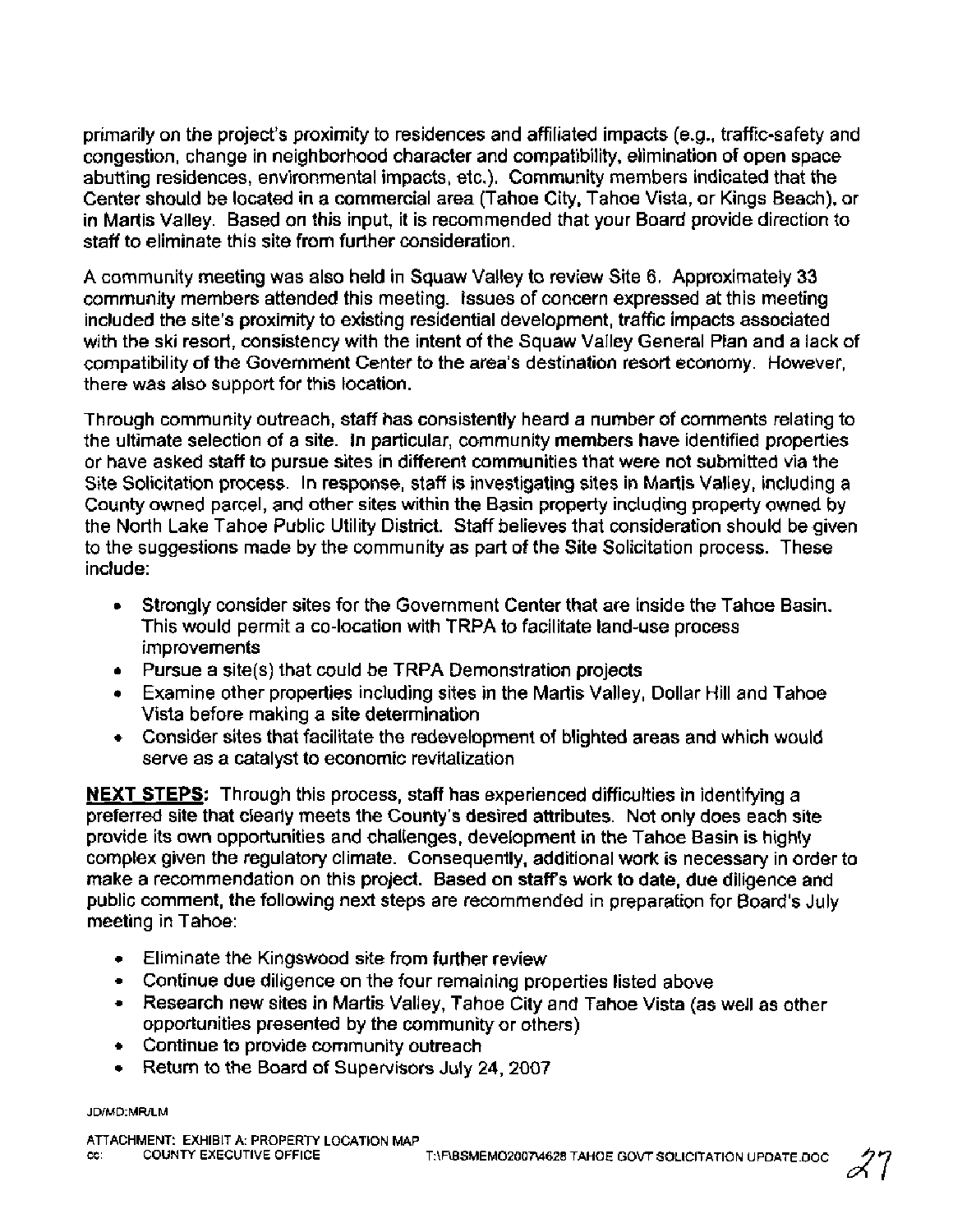primarily on the project's proximity to residences and affiliated impacts (e.g., traffic-safety and congestion, change in neighborhood character and compatibility, elimination of open space abutting residences, environmental impacts, etc.). Community members indicated that the Center should be located in a commercial area (Tahoe City, Tahoe Vista, or Kings Beach), or in Martis Valley. Based on this input, it is recommended that your Board provide direction to staff to eliminate this site from further consideration.

A community meeting was also held in Squaw Valley to review Site 6. Approximately 33 community members attended this meeting. Issues of concern expressed at this meeting included the site's proximity to existing residential development, traffic impacts associated with the ski resort, consistency with the intent of the Squaw Valley General Plan and a lack of compatibility of the Government Center to the area's destination resort economy. However, there was also support for this location.

Through community outreach, staff has consistently heard a number of comments relating to the ultimate selection of a site. In particular, community members have identified properties or have asked staff to pursue sites in different communities that were not submitted via the Site Solicitation process. In response, staff is investigating sites in Martis Valley, including a County owned parcel, and other sites within the Basin property including property owned by the North Lake Tahoe Public Utility District. Staff believes that consideration should be given to the suggestions made by the community as part of the Site Solicitation process. These include:

- Strongly consider sites for the Government Center that are inside the Tahoe Basin. This would permit a co-location with TRPA to facilitate land-use process improvements
- Pursue a site(s) that could be TRPA Demonstration projects
- Examine other properties including sites in the Martis Valley, Dollar Hill and Tahoe Vista before making a site determination
- Consider sites that facilitate the redevelopment of blighted areas and which would serve as a catalyst to economic revitalization

**NEXT STEPS:** Through this process, staff has experienced difficulties in identifying a preferred site that clearly meets the County's desired attributes. Not only does each site provide its own opportunities and challenges, development in the Tahoe Basin is highly complex given the regulatory climate. Consequently, additional work is necessary in order to make a recommendation on this project. Based on staff's work to date, due diligence and public comment, the following next steps are recommended in preparation for Board's July meeting in Tahoe:

- Eliminate the Kingswood site from further review
- Continue due diligence on the four remaining properties listed above
- Research new sites in Martis Valley, Tahoe City and Tahoe Vista (as well as other opportunities presented by the community or others)
- Continue to provide community outreach
- Return to the Board of Supervisors July 24, 2007

JD/MD:MR/LM

ATTACHMENT: EXHIBIT A: PROPERTY LOCATION MAP
cc: COUNTY EXECUTIVE OFFICE T:\F\BSMEMO2007\4628 TAHOE GOVT SOLICITATION UPDATE.DOC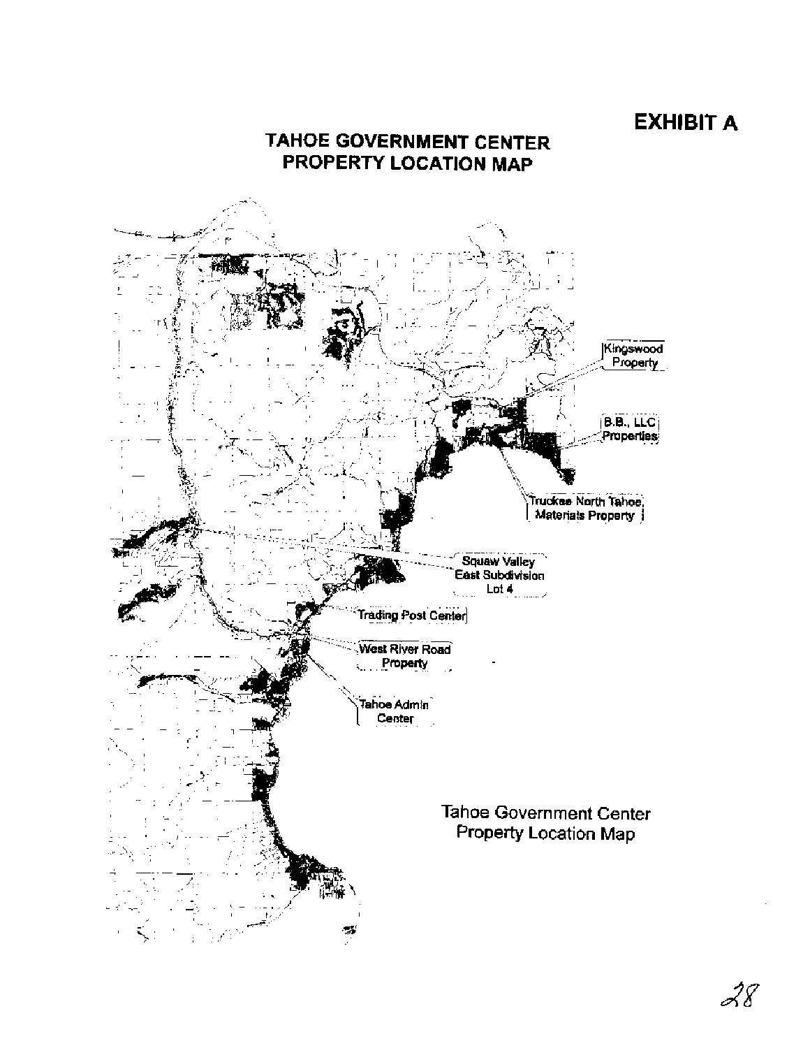# EXHIBIT A

## TAHOE GOVERNMENT CENTER PROPERTY LOCATION MAP

Kingswood Property

B.B., LLC Properties

Truckee North Tahoe Materials Property

Squaw Valley East Subdivision Lot 4

Trading Post Center

West River Road Property

Tahoe Admin Center

Tahoe Government Center Property Location Map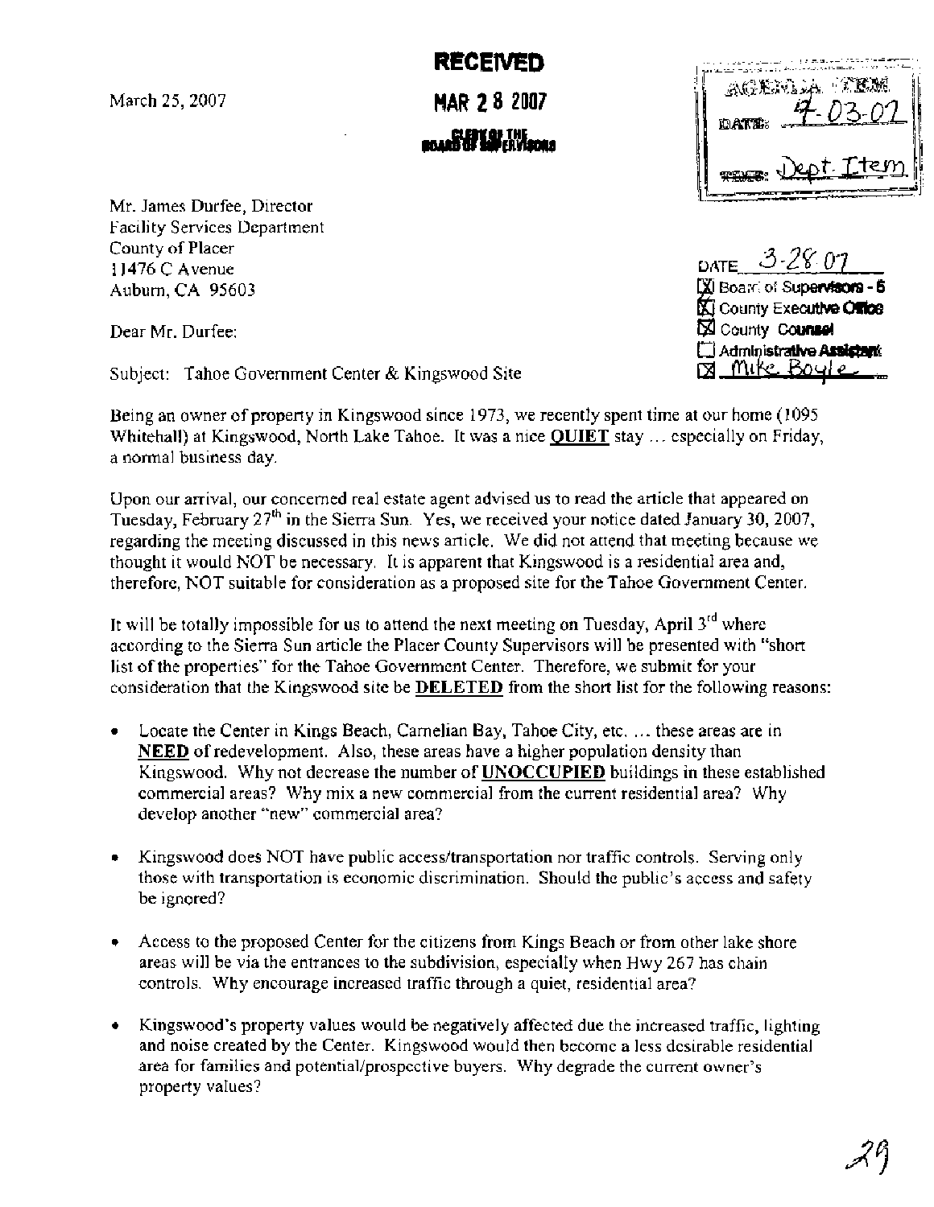March 25, 2007

**RECEIVED**

**MAR 28 2007**

CLERK OF THE BOARD OF SUPERVISORS

AGENDA ITEM
DATE: 4-03-07
TIME: Dept Item

DATE 3-28-07
[X] Board of Supervisors - 5
[X] County Executive Office
[X] County Counsel
[ ] Administrative Assistant
[X] Mike Boyle

Mr. James Durfee, Director
Facility Services Department
County of Placer
11476 C Avenue
Auburn, CA 95603

Dear Mr. Durfee:

Subject: Tahoe Government Center & Kingswood Site

Being an owner of property in Kingswood since 1973, we recently spent time at our home (1095 Whitehall) at Kingswood, North Lake Tahoe. It was a nice **QUIET** stay ... especially on Friday, a normal business day.

Upon our arrival, our concerned real estate agent advised us to read the article that appeared on Tuesday, February 27th in the Sierra Sun. Yes, we received your notice dated January 30, 2007, regarding the meeting discussed in this news article. We did not attend that meeting because we thought it would NOT be necessary. It is apparent that Kingswood is a residential area and, therefore, NOT suitable for consideration as a proposed site for the Tahoe Government Center.

It will be totally impossible for us to attend the next meeting on Tuesday, April 3rd where according to the Sierra Sun article the Placer County Supervisors will be presented with "short list of the properties" for the Tahoe Government Center. Therefore, we submit for your consideration that the Kingswood site be **DELETED** from the short list for the following reasons:

- Locate the Center in Kings Beach, Carnelian Bay, Tahoe City, etc. ... these areas are in **NEED** of redevelopment. Also, these areas have a higher population density than Kingswood. Why not decrease the number of **UNOCCUPIED** buildings in these established commercial areas? Why mix a new commercial from the current residential area? Why develop another "new" commercial area?

- Kingswood does NOT have public access/transportation nor traffic controls. Serving only those with transportation is economic discrimination. Should the public's access and safety be ignored?

- Access to the proposed Center for the citizens from Kings Beach or from other lake shore areas will be via the entrances to the subdivision, especially when Hwy 267 has chain controls. Why encourage increased traffic through a quiet, residential area?

- Kingswood's property values would be negatively affected due the increased traffic, lighting and noise created by the Center. Kingswood would then become a less desirable residential area for families and potential/prospective buyers. Why degrade the current owner's property values?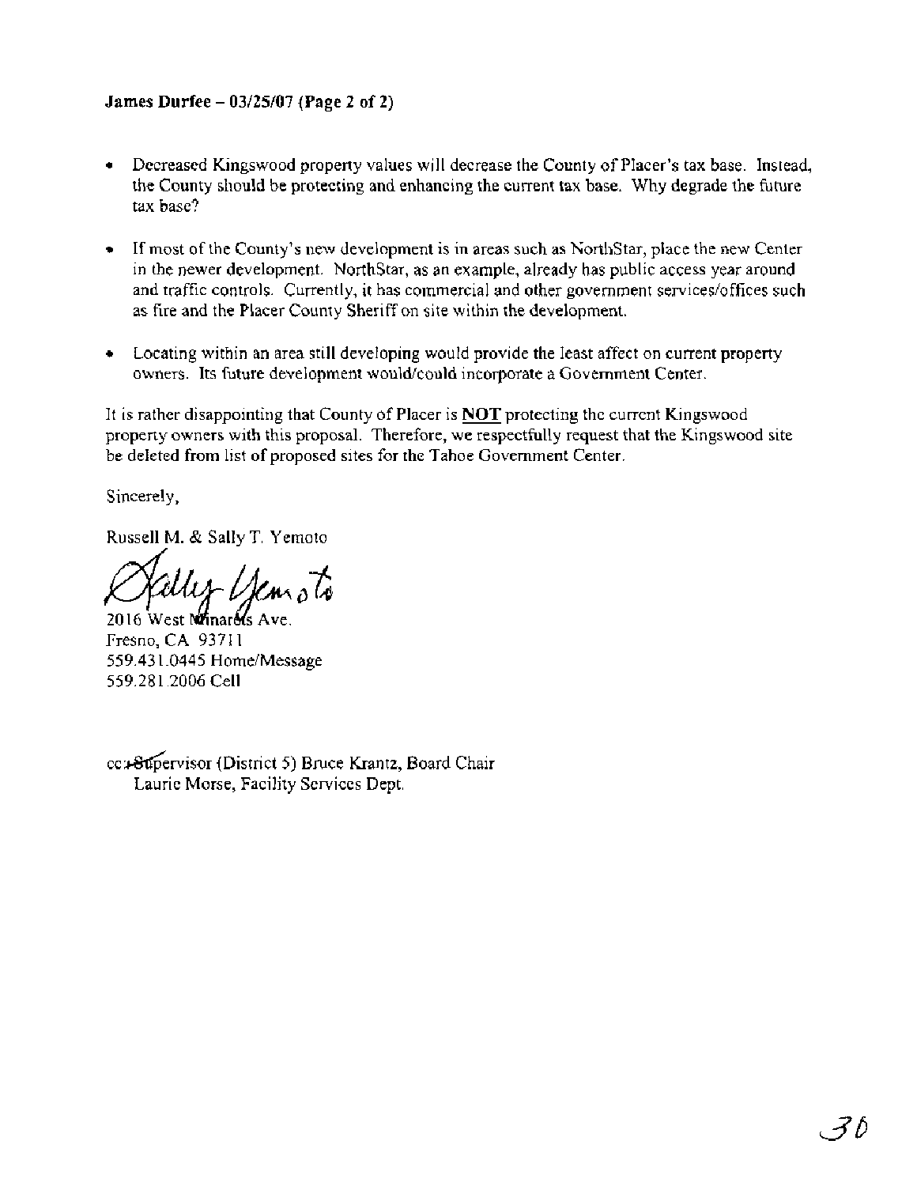**James Durfee – 03/25/07 (Page 2 of 2)**

- Decreased Kingswood property values will decrease the County of Placer's tax base. Instead, the County should be protecting and enhancing the current tax base. Why degrade the future tax base?
- If most of the County's new development is in areas such as NorthStar, place the new Center in the newer development. NorthStar, as an example, already has public access year around and traffic controls. Currently, it has commercial and other government services/offices such as fire and the Placer County Sheriff on site within the development.
- Locating within an area still developing would provide the least affect on current property owners. Its future development would/could incorporate a Government Center.

It is rather disappointing that County of Placer is **NOT** protecting the current Kingswood property owners with this proposal. Therefore, we respectfully request that the Kingswood site be deleted from list of proposed sites for the Tahoe Government Center.

Sincerely,

Russell M. & Sally T. Yemoto

2016 West Minarets Ave.
Fresno, CA 93711
559.431.0445 Home/Message
559.281.2006 Cell

cc: Supervisor (District 5) Bruce Krantz, Board Chair
Laurie Morse, Facility Services Dept.

3D